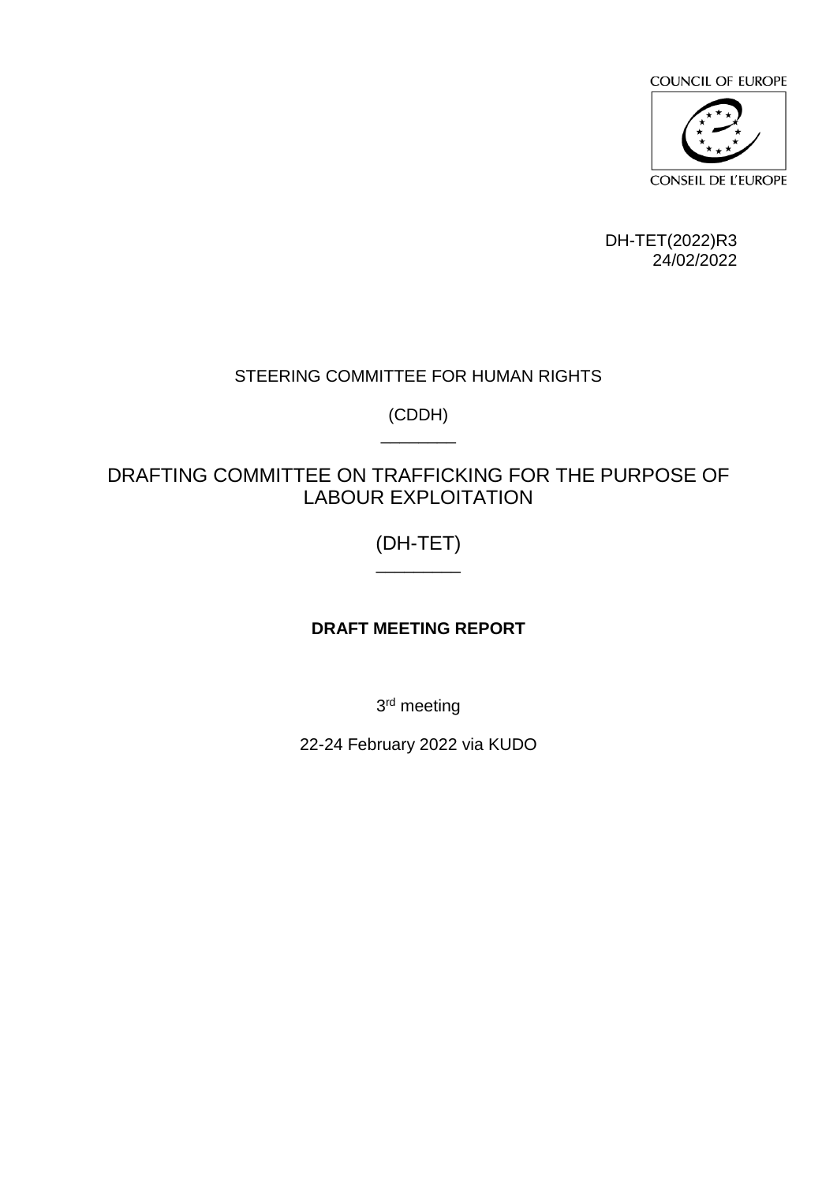COUNCIL OF EUROPE

CONSEIL DE L'EUROPE

DH-TET(2022)R3
24/02/2022

STEERING COMMITTEE FOR HUMAN RIGHTS

(CDDH)

DRAFTING COMMITTEE ON TRAFFICKING FOR THE PURPOSE OF LABOUR EXPLOITATION

(DH-TET)

**DRAFT MEETING REPORT**

3rd meeting

22-24 February 2022 via KUDO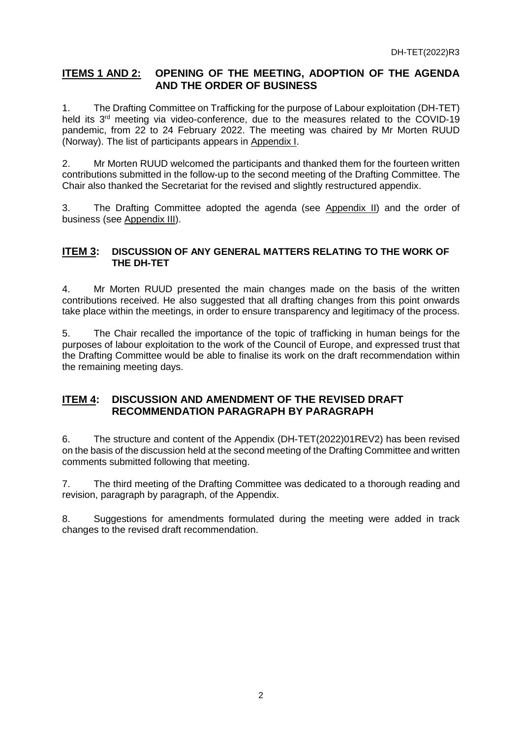## ITEMS 1 AND 2: OPENING OF THE MEETING, ADOPTION OF THE AGENDA AND THE ORDER OF BUSINESS

1. The Drafting Committee on Trafficking for the purpose of Labour exploitation (DH-TET) held its 3rd meeting via video-conference, due to the measures related to the COVID-19 pandemic, from 22 to 24 February 2022. The meeting was chaired by Mr Morten RUUD (Norway). The list of participants appears in Appendix I.

2. Mr Morten RUUD welcomed the participants and thanked them for the fourteen written contributions submitted in the follow-up to the second meeting of the Drafting Committee. The Chair also thanked the Secretariat for the revised and slightly restructured appendix.

3. The Drafting Committee adopted the agenda (see Appendix II) and the order of business (see Appendix III).

## ITEM 3: DISCUSSION OF ANY GENERAL MATTERS RELATING TO THE WORK OF THE DH-TET

4. Mr Morten RUUD presented the main changes made on the basis of the written contributions received. He also suggested that all drafting changes from this point onwards take place within the meetings, in order to ensure transparency and legitimacy of the process.

5. The Chair recalled the importance of the topic of trafficking in human beings for the purposes of labour exploitation to the work of the Council of Europe, and expressed trust that the Drafting Committee would be able to finalise its work on the draft recommendation within the remaining meeting days.

## ITEM 4: DISCUSSION AND AMENDMENT OF THE REVISED DRAFT RECOMMENDATION PARAGRAPH BY PARAGRAPH

6. The structure and content of the Appendix (DH-TET(2022)01REV2) has been revised on the basis of the discussion held at the second meeting of the Drafting Committee and written comments submitted following that meeting.

7. The third meeting of the Drafting Committee was dedicated to a thorough reading and revision, paragraph by paragraph, of the Appendix.

8. Suggestions for amendments formulated during the meeting were added in track changes to the revised draft recommendation.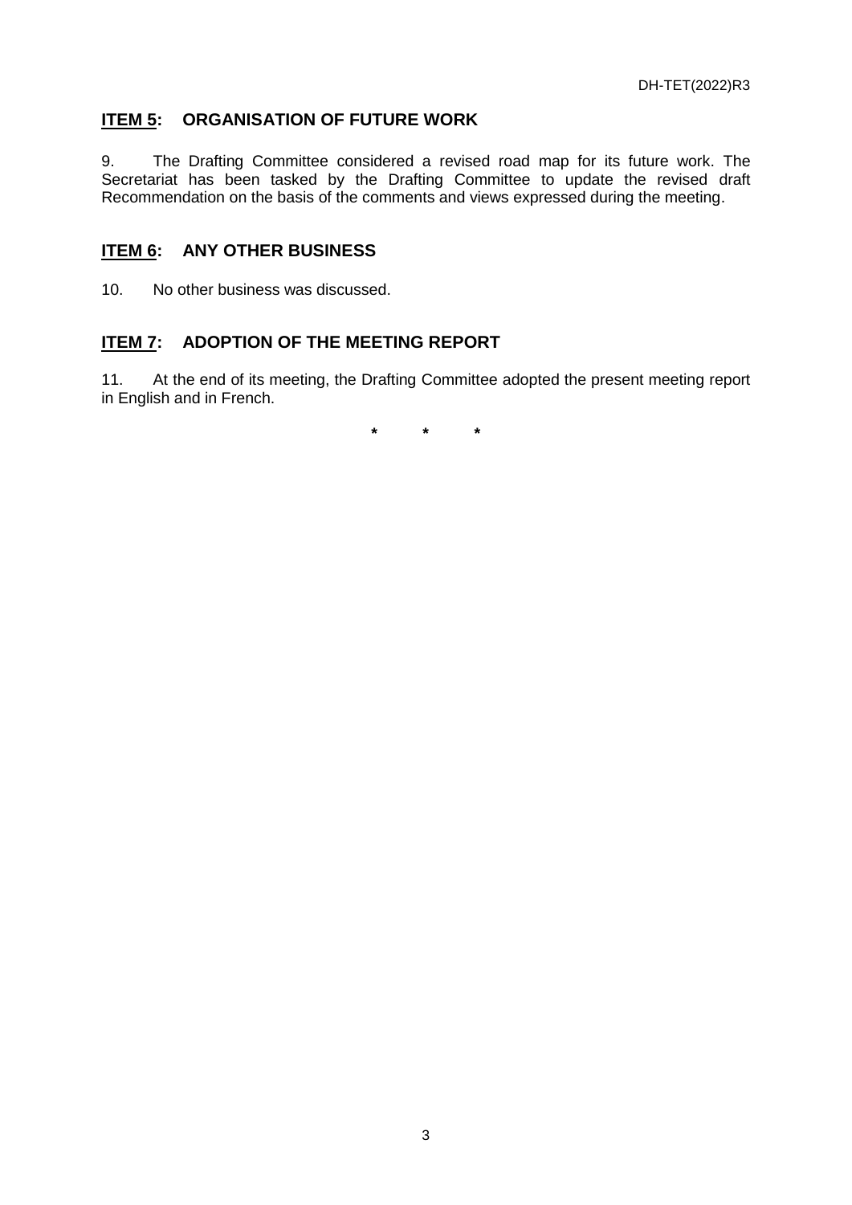## ITEM 5: ORGANISATION OF FUTURE WORK

9. The Drafting Committee considered a revised road map for its future work. The Secretariat has been tasked by the Drafting Committee to update the revised draft Recommendation on the basis of the comments and views expressed during the meeting.

## ITEM 6: ANY OTHER BUSINESS

10. No other business was discussed.

## ITEM 7: ADOPTION OF THE MEETING REPORT

11. At the end of its meeting, the Drafting Committee adopted the present meeting report in English and in French.

**\*   \*   \***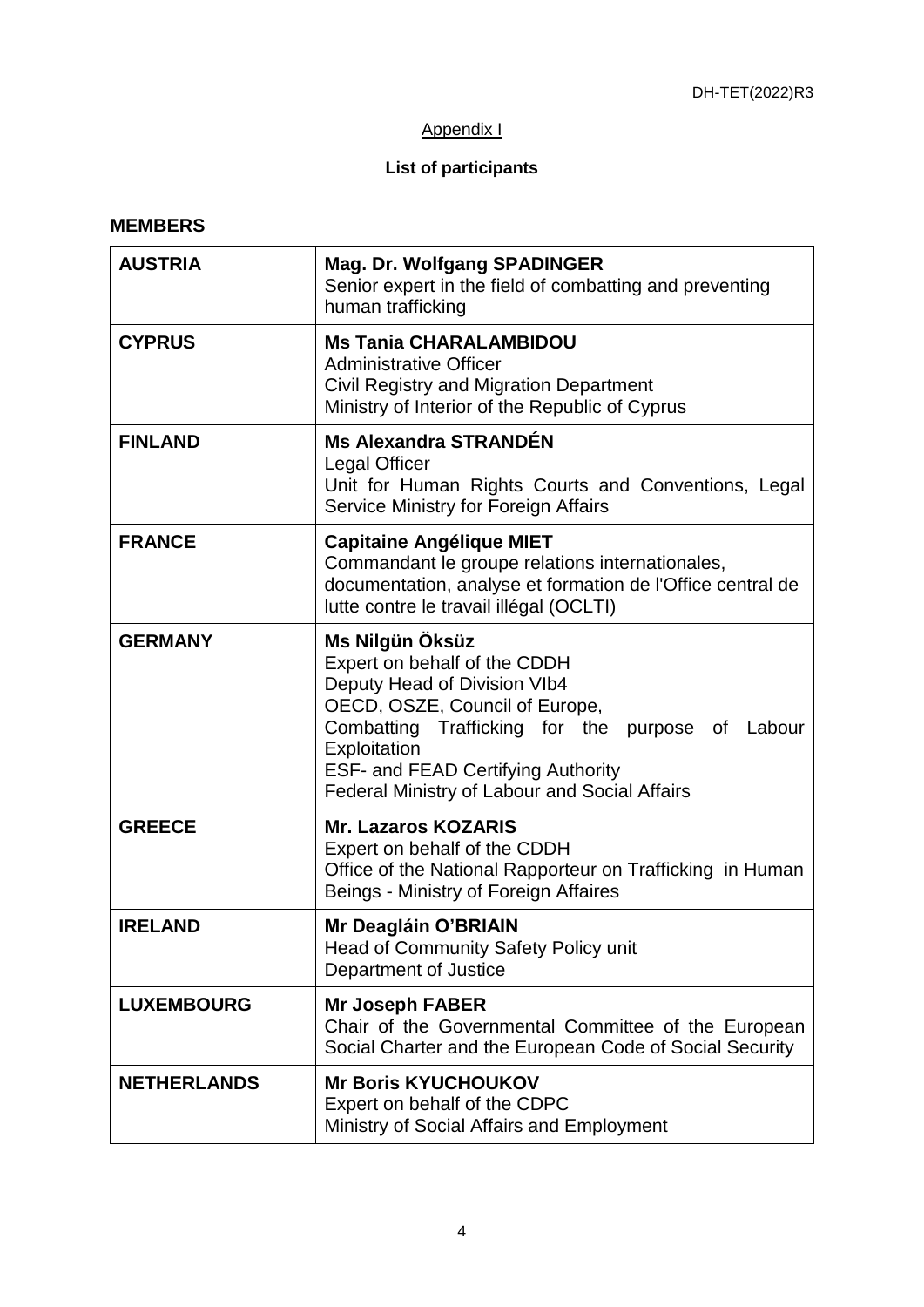Appendix I

**List of participants**

**MEMBERS**

| | |
|---|---|
| **AUSTRIA** | **Mag. Dr. Wolfgang SPADINGER**<br>Senior expert in the field of combatting and preventing human trafficking |
| **CYPRUS** | **Ms Tania CHARALAMBIDOU**<br>Administrative Officer<br>Civil Registry and Migration Department<br>Ministry of Interior of the Republic of Cyprus |
| **FINLAND** | **Ms Alexandra STRANDÉN**<br>Legal Officer<br>Unit for Human Rights Courts and Conventions, Legal Service Ministry for Foreign Affairs |
| **FRANCE** | **Capitaine Angélique MIET**<br>Commandant le groupe relations internationales, documentation, analyse et formation de l'Office central de lutte contre le travail illégal (OCLTI) |
| **GERMANY** | **Ms Nilgün Öksüz**<br>Expert on behalf of the CDDH<br>Deputy Head of Division VIb4<br>OECD, OSZE, Council of Europe,<br>Combatting Trafficking for the purpose of Labour Exploitation<br>ESF- and FEAD Certifying Authority<br>Federal Ministry of Labour and Social Affairs |
| **GREECE** | **Mr. Lazaros KOZARIS**<br>Expert on behalf of the CDDH<br>Office of the National Rapporteur on Trafficking in Human Beings - Ministry of Foreign Affaires |
| **IRELAND** | **Mr Deagláin O'BRIAIN**<br>Head of Community Safety Policy unit<br>Department of Justice |
| **LUXEMBOURG** | **Mr Joseph FABER**<br>Chair of the Governmental Committee of the European Social Charter and the European Code of Social Security |
| **NETHERLANDS** | **Mr Boris KYUCHOUKOV**<br>Expert on behalf of the CDPC<br>Ministry of Social Affairs and Employment |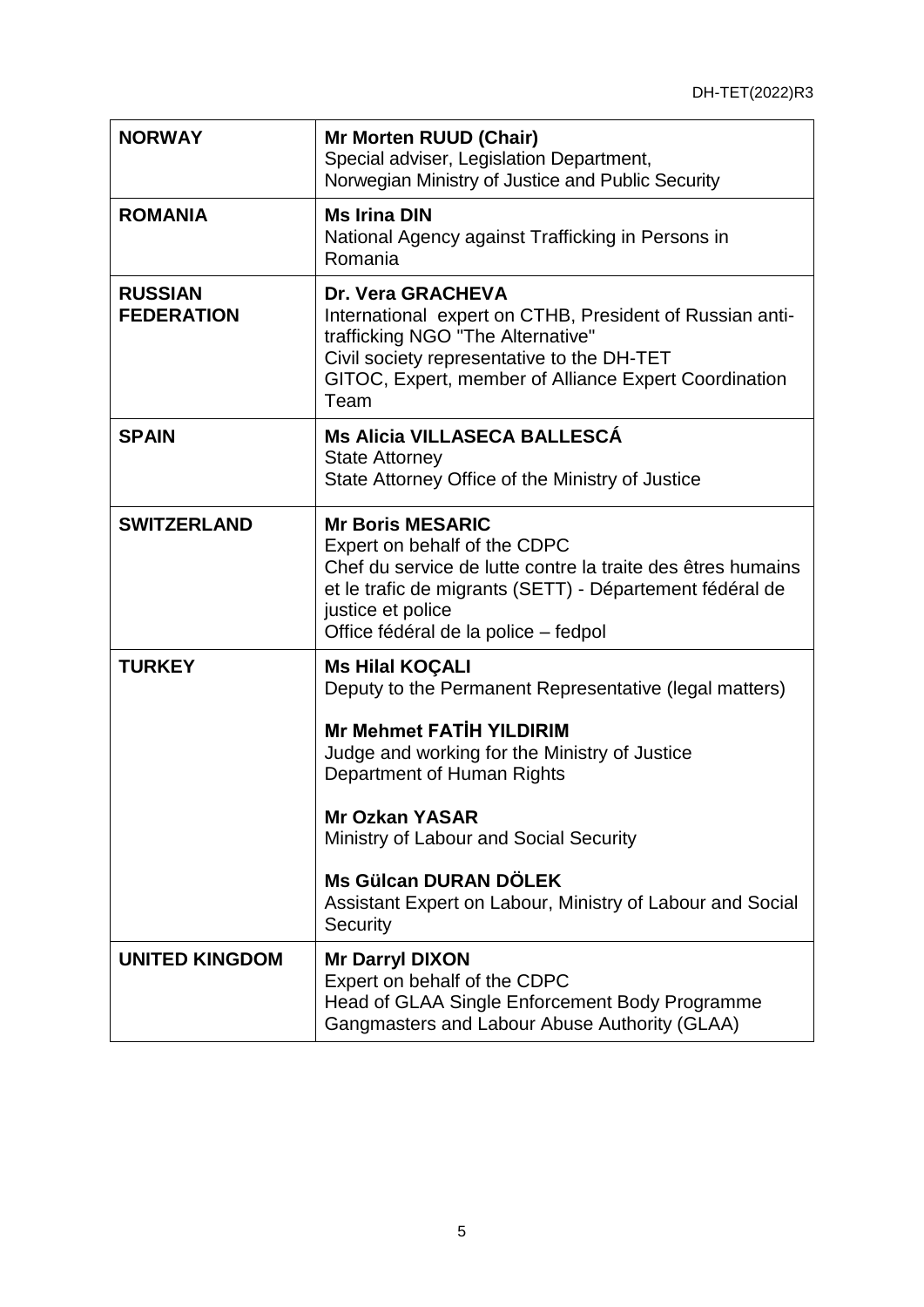| | |
|---|---|
| **NORWAY** | **Mr Morten RUUD (Chair)**<br>Special adviser, Legislation Department,<br>Norwegian Ministry of Justice and Public Security |
| **ROMANIA** | **Ms Irina DIN**<br>National Agency against Trafficking in Persons in Romania |
| **RUSSIAN FEDERATION** | **Dr. Vera GRACHEVA**<br>International expert on CTHB, President of Russian anti-trafficking NGO "The Alternative"<br>Civil society representative to the DH-TET<br>GITOC, Expert, member of Alliance Expert Coordination Team |
| **SPAIN** | **Ms Alicia VILLASECA BALLESCÁ**<br>State Attorney<br>State Attorney Office of the Ministry of Justice |
| **SWITZERLAND** | **Mr Boris MESARIC**<br>Expert on behalf of the CDPC<br>Chef du service de lutte contre la traite des êtres humains et le trafic de migrants (SETT) - Département fédéral de justice et police<br>Office fédéral de la police – fedpol |
| **TURKEY** | **Ms Hilal KOÇALI**<br>Deputy to the Permanent Representative (legal matters)<br><br>**Mr Mehmet FATİH YILDIRIM**<br>Judge and working for the Ministry of Justice<br>Department of Human Rights<br><br>**Mr Ozkan YASAR**<br>Ministry of Labour and Social Security<br><br>**Ms Gülcan DURAN DÖLEK**<br>Assistant Expert on Labour, Ministry of Labour and Social Security |
| **UNITED KINGDOM** | **Mr Darryl DIXON**<br>Expert on behalf of the CDPC<br>Head of GLAA Single Enforcement Body Programme<br>Gangmasters and Labour Abuse Authority (GLAA) |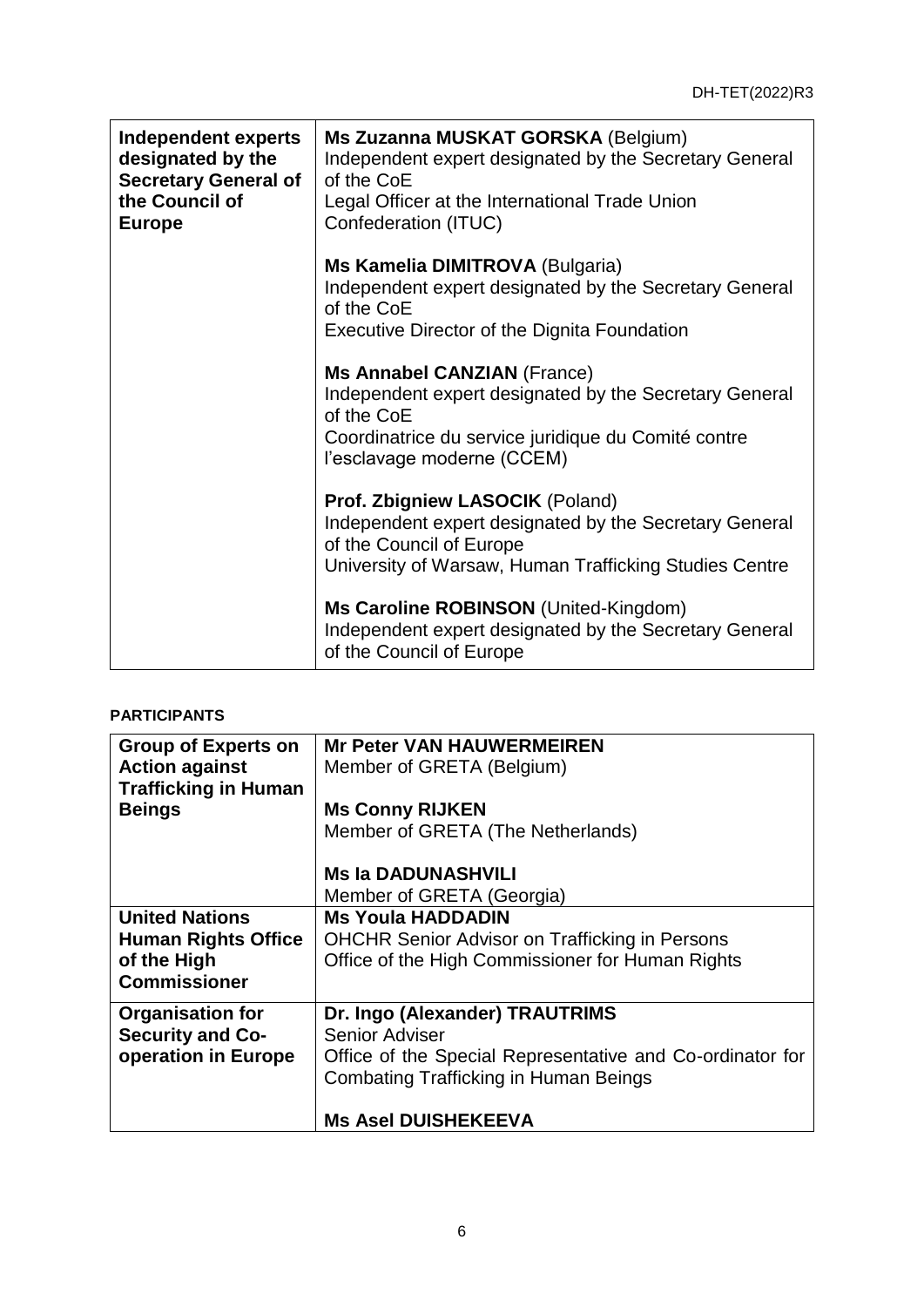| **Independent experts designated by the Secretary General of the Council of Europe** | **Ms Zuzanna MUSKAT GORSKA** (Belgium)<br>Independent expert designated by the Secretary General of the CoE<br>Legal Officer at the International Trade Union Confederation (ITUC)<br><br>**Ms Kamelia DIMITROVA** (Bulgaria)<br>Independent expert designated by the Secretary General of the CoE<br>Executive Director of the Dignita Foundation<br><br>**Ms Annabel CANZIAN** (France)<br>Independent expert designated by the Secretary General of the CoE<br>Coordinatrice du service juridique du Comité contre l'esclavage moderne (CCEM)<br><br>**Prof. Zbigniew LASOCIK** (Poland)<br>Independent expert designated by the Secretary General of the Council of Europe<br>University of Warsaw, Human Trafficking Studies Centre<br><br>**Ms Caroline ROBINSON** (United-Kingdom)<br>Independent expert designated by the Secretary General of the Council of Europe |
|---|---|

**PARTICIPANTS**

| **Group of Experts on Action against Trafficking in Human Beings** | **Mr Peter VAN HAUWERMEIREN**<br>Member of GRETA (Belgium)<br><br>**Ms Conny RIJKEN**<br>Member of GRETA (The Netherlands)<br><br>**Ms Ia DADUNASHVILI**<br>Member of GRETA (Georgia) |
|---|---|
| **United Nations Human Rights Office of the High Commissioner** | **Ms Youla HADDADIN**<br>OHCHR Senior Advisor on Trafficking in Persons<br>Office of the High Commissioner for Human Rights |
| **Organisation for Security and Co-operation in Europe** | **Dr. Ingo (Alexander) TRAUTRIMS**<br>Senior Adviser<br>Office of the Special Representative and Co-ordinator for Combating Trafficking in Human Beings<br><br>**Ms Asel DUISHEKEEVA** |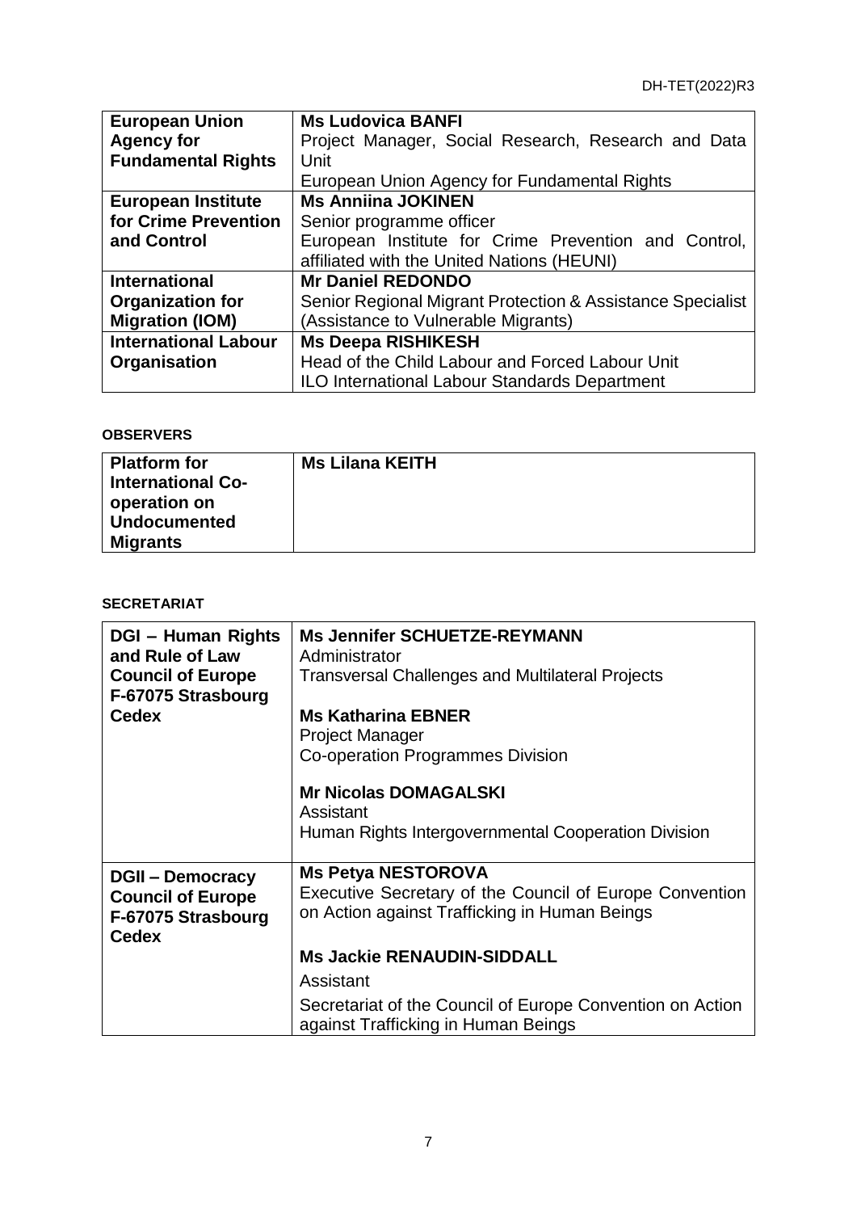| | |
|---|---|
| **European Union Agency for Fundamental Rights** | **Ms Ludovica BANFI**<br>Project Manager, Social Research, Research and Data Unit<br>European Union Agency for Fundamental Rights |
| **European Institute for Crime Prevention and Control** | **Ms Anniina JOKINEN**<br>Senior programme officer<br>European Institute for Crime Prevention and Control, affiliated with the United Nations (HEUNI) |
| **International Organization for Migration (IOM)** | **Mr Daniel REDONDO**<br>Senior Regional Migrant Protection & Assistance Specialist (Assistance to Vulnerable Migrants) |
| **International Labour Organisation** | **Ms Deepa RISHIKESH**<br>Head of the Child Labour and Forced Labour Unit<br>ILO International Labour Standards Department |

**OBSERVERS**

| | |
|---|---|
| **Platform for International Co-operation on Undocumented Migrants** | **Ms Lilana KEITH** |

**SECRETARIAT**

| | |
|---|---|
| **DGI – Human Rights and Rule of Law**<br>**Council of Europe**<br>**F-67075 Strasbourg Cedex** | **Ms Jennifer SCHUETZE-REYMANN**<br>Administrator<br>Transversal Challenges and Multilateral Projects<br><br>**Ms Katharina EBNER**<br>Project Manager<br>Co-operation Programmes Division<br><br>**Mr Nicolas DOMAGALSKI**<br>Assistant<br>Human Rights Intergovernmental Cooperation Division |
| **DGII – Democracy**<br>**Council of Europe**<br>**F-67075 Strasbourg Cedex** | **Ms Petya NESTOROVA**<br>Executive Secretary of the Council of Europe Convention on Action against Trafficking in Human Beings<br><br>**Ms Jackie RENAUDIN-SIDDALL**<br>Assistant<br>Secretariat of the Council of Europe Convention on Action against Trafficking in Human Beings |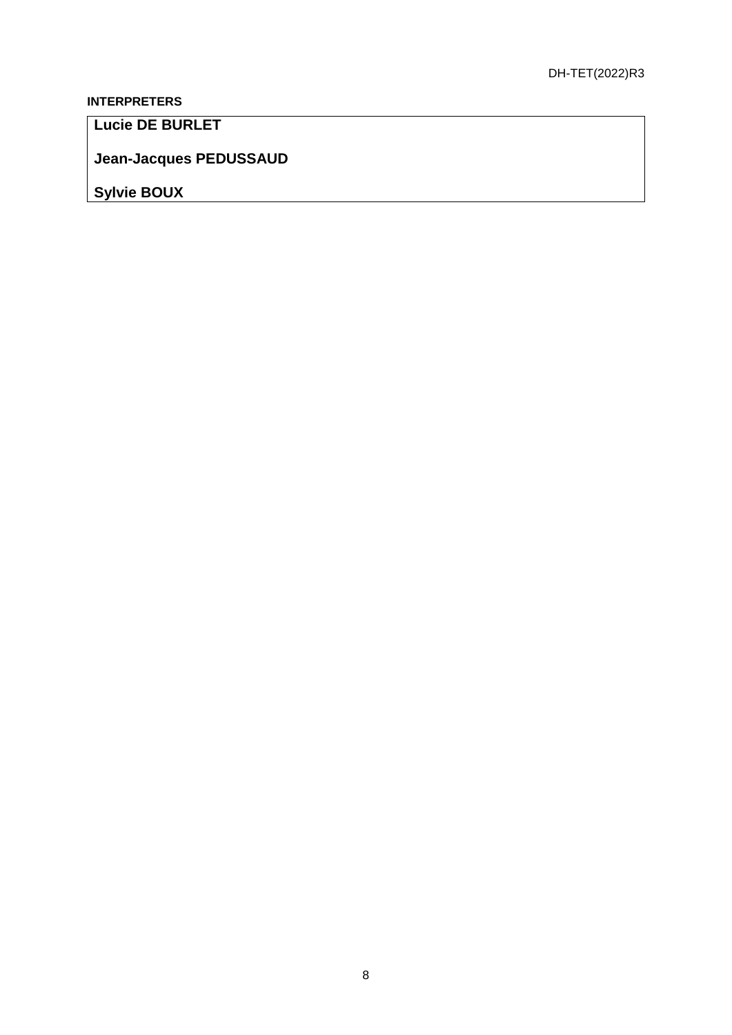**INTERPRETERS**

**Lucie DE BURLET**

**Jean-Jacques PEDUSSAUD**

**Sylvie BOUX**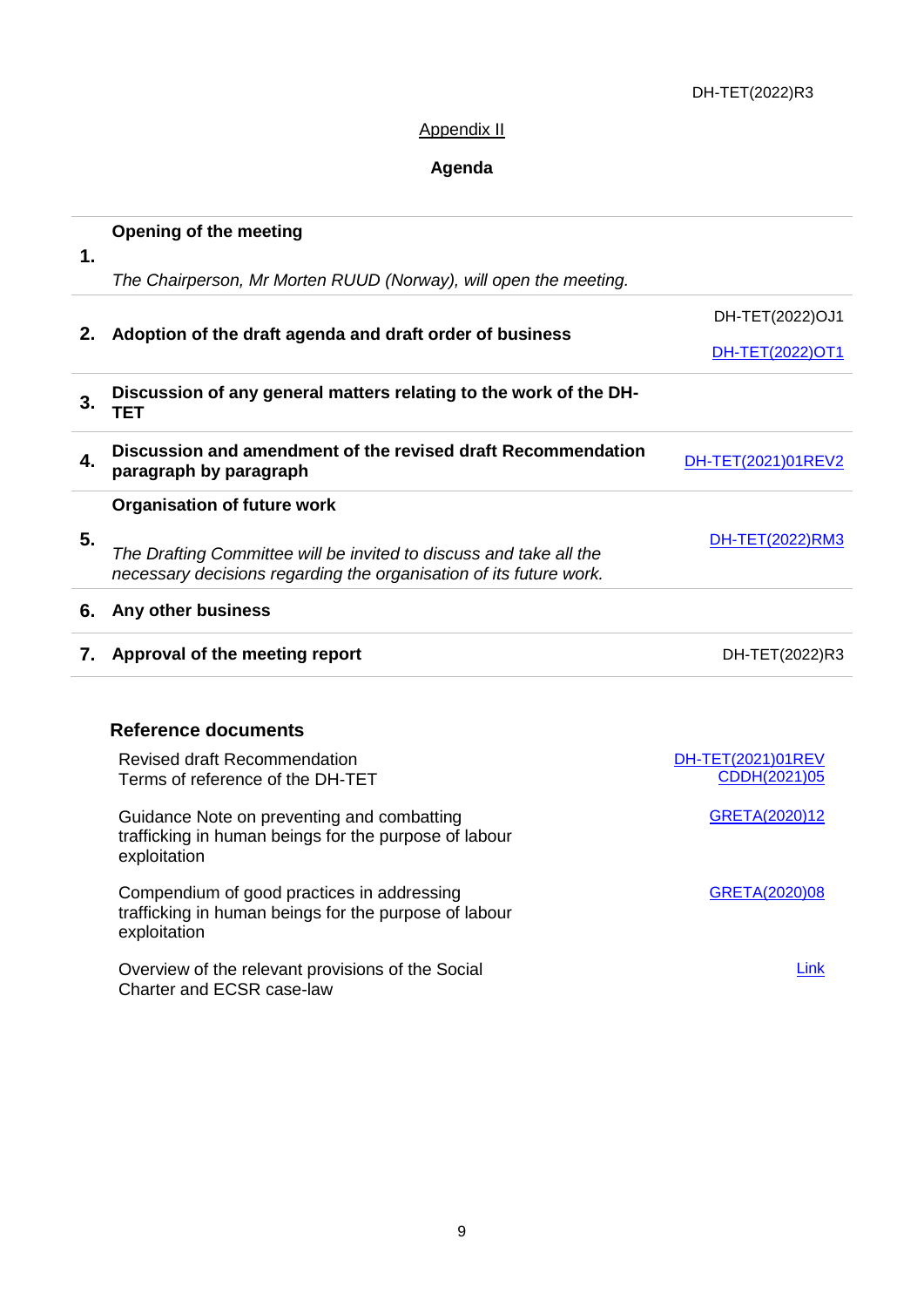Appendix II

**Agenda**

| | | |
|---|---|---|
| **1.** | **Opening of the meeting**<br><br>*The Chairperson, Mr Morten RUUD (Norway), will open the meeting.* | |
| **2.** | **Adoption of the draft agenda and draft order of business** | DH-TET(2022)OJ1<br>DH-TET(2022)OT1 |
| **3.** | **Discussion of any general matters relating to the work of the DH-TET** | |
| **4.** | **Discussion and amendment of the revised draft Recommendation paragraph by paragraph** | DH-TET(2021)01REV2 |
| **5.** | **Organisation of future work**<br><br>*The Drafting Committee will be invited to discuss and take all the necessary decisions regarding the organisation of its future work.* | DH-TET(2022)RM3 |
| **6.** | **Any other business** | |
| **7.** | **Approval of the meeting report** | DH-TET(2022)R3 |

**Reference documents**

| | |
|---|---|
| Revised draft Recommendation<br>Terms of reference of the DH-TET | DH-TET(2021)01REV<br>CDDH(2021)05 |
| Guidance Note on preventing and combatting trafficking in human beings for the purpose of labour exploitation | GRETA(2020)12 |
| Compendium of good practices in addressing trafficking in human beings for the purpose of labour exploitation | GRETA(2020)08 |
| Overview of the relevant provisions of the Social Charter and ECSR case-law | Link |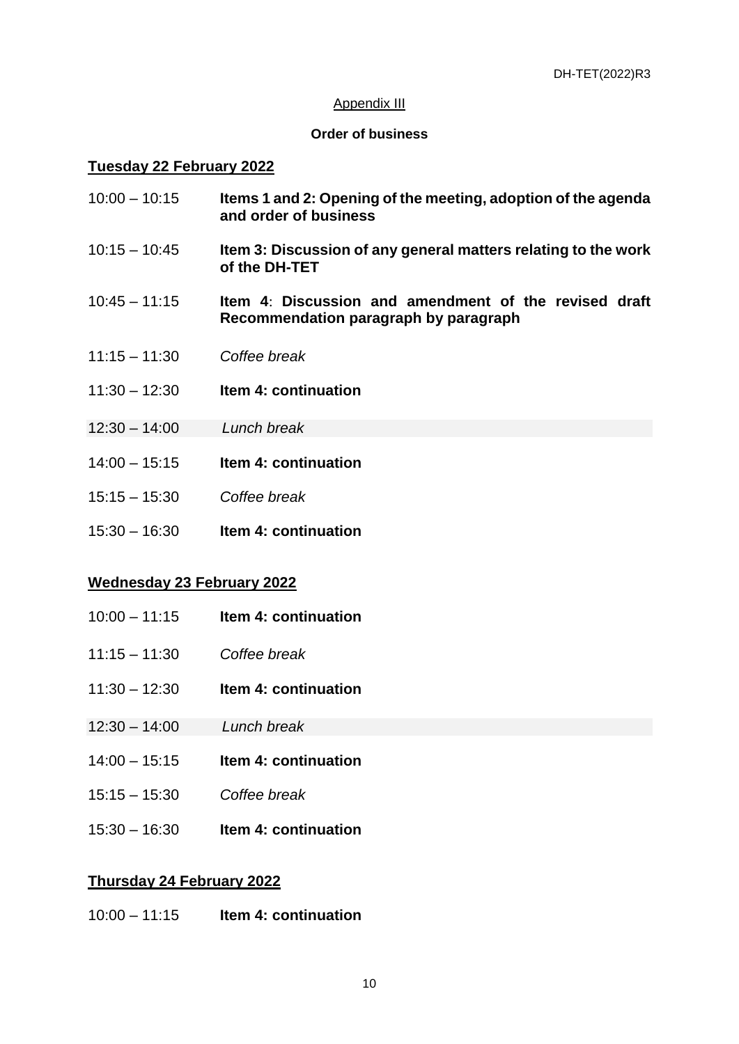Appendix III

**Order of business**

**Tuesday 22 February 2022**

10:00 – 10:15 **Items 1 and 2: Opening of the meeting, adoption of the agenda and order of business**

10:15 – 10:45 **Item 3: Discussion of any general matters relating to the work of the DH-TET**

10:45 – 11:15 **Item 4: Discussion and amendment of the revised draft Recommendation paragraph by paragraph**

11:15 – 11:30 *Coffee break*

11:30 – 12:30 **Item 4: continuation**

12:30 – 14:00 *Lunch break*

14:00 – 15:15 **Item 4: continuation**

15:15 – 15:30 *Coffee break*

15:30 – 16:30 **Item 4: continuation**

**Wednesday 23 February 2022**

10:00 – 11:15 **Item 4: continuation**

11:15 – 11:30 *Coffee break*

11:30 – 12:30 **Item 4: continuation**

12:30 – 14:00 *Lunch break*

14:00 – 15:15 **Item 4: continuation**

15:15 – 15:30 *Coffee break*

15:30 – 16:30 **Item 4: continuation**

**Thursday 24 February 2022**

10:00 – 11:15 **Item 4: continuation**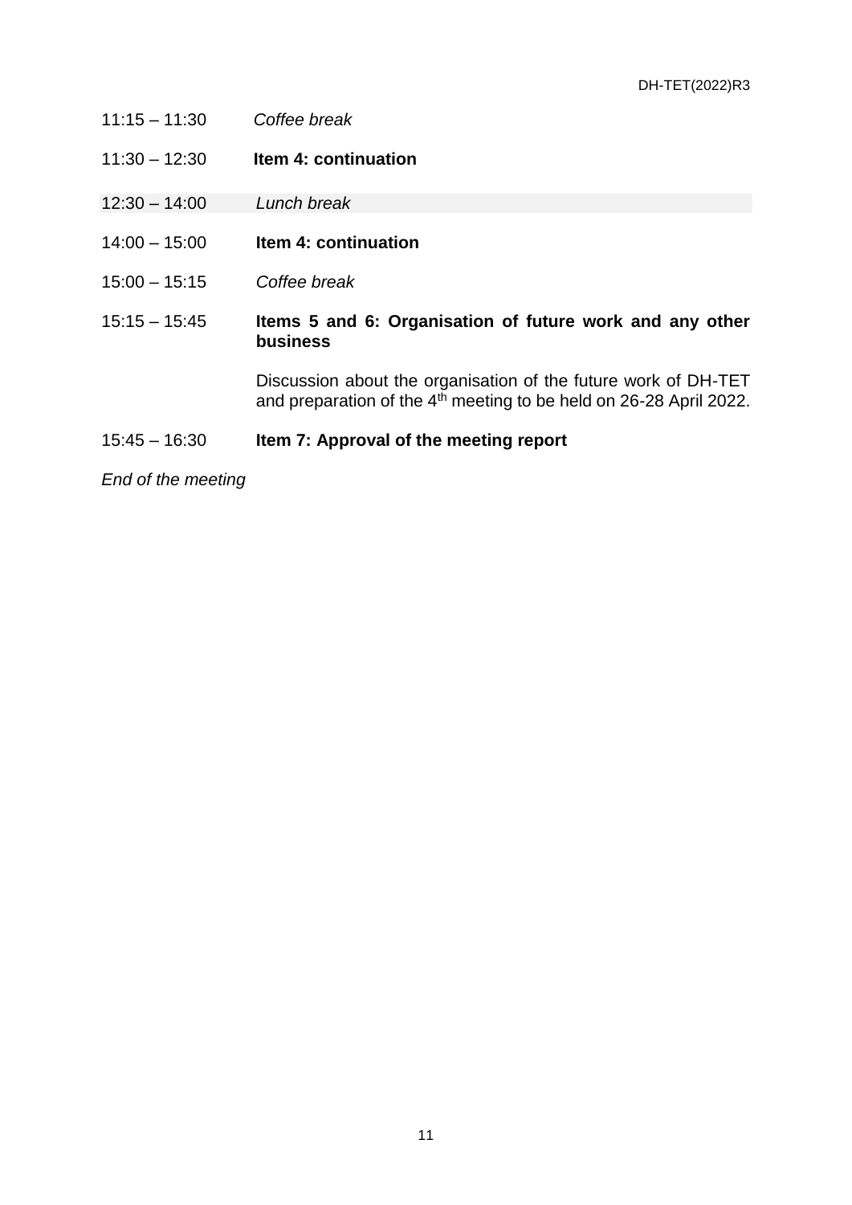| | |
|---|---|
| 11:15 – 11:30 | *Coffee break* |
| 11:30 – 12:30 | **Item 4: continuation** |
| 12:30 – 14:00 | *Lunch break* |
| 14:00 – 15:00 | **Item 4: continuation** |
| 15:00 – 15:15 | *Coffee break* |
| 15:15 – 15:45 | **Items 5 and 6: Organisation of future work and any other business**<br><br>Discussion about the organisation of the future work of DH-TET and preparation of the 4th meeting to be held on 26-28 April 2022. |
| 15:45 – 16:30 | **Item 7: Approval of the meeting report** |

*End of the meeting*